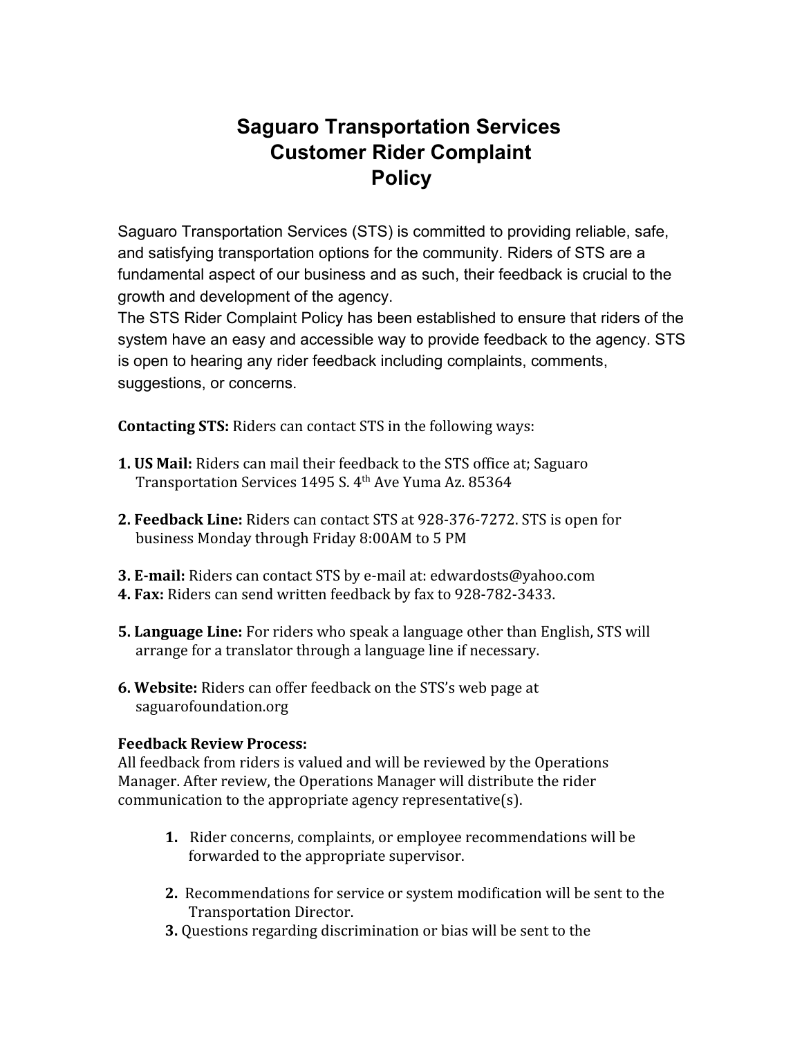# Saguaro Transportation Services Customer Rider Complaint Policy

Saguaro Transportation Services (STS) is committed to providing reliable, safe, and satisfying transportation options for the community. Riders of STS are a fundamental aspect of our business and as such, their feedback is crucial to the growth and development of the agency.
The STS Rider Complaint Policy has been established to ensure that riders of the system have an easy and accessible way to provide feedback to the agency. STS is open to hearing any rider feedback including complaints, comments, suggestions, or concerns.

**Contacting STS:** Riders can contact STS in the following ways:

1. **US Mail:** Riders can mail their feedback to the STS office at; Saguaro Transportation Services 1495 S. 4th Ave Yuma Az. 85364

2. **Feedback Line:** Riders can contact STS at 928-376-7272. STS is open for business Monday through Friday 8:00AM to 5 PM

3. **E-mail:** Riders can contact STS by e-mail at: edwardosts@yahoo.com
4. **Fax:** Riders can send written feedback by fax to 928-782-3433.

5. **Language Line:** For riders who speak a language other than English, STS will arrange for a translator through a language line if necessary.

6. **Website:** Riders can offer feedback on the STS's web page at saguarofoundation.org

**Feedback Review Process:**
All feedback from riders is valued and will be reviewed by the Operations Manager. After review, the Operations Manager will distribute the rider communication to the appropriate agency representative(s).

1. Rider concerns, complaints, or employee recommendations will be forwarded to the appropriate supervisor.

2. Recommendations for service or system modification will be sent to the Transportation Director.
3. Questions regarding discrimination or bias will be sent to the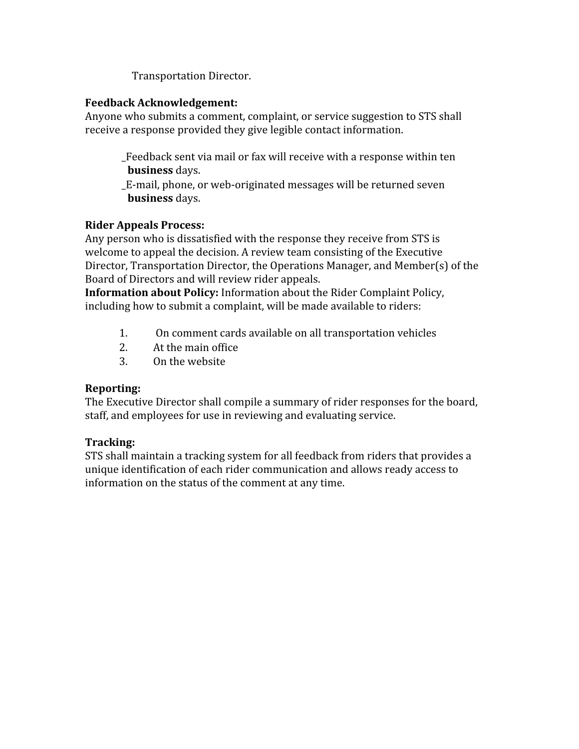Transportation Director.

**Feedback Acknowledgement:**
Anyone who submits a comment, complaint, or service suggestion to STS shall receive a response provided they give legible contact information.

- _Feedback sent via mail or fax will receive with a response within ten **business** days.
- _E-mail, phone, or web-originated messages will be returned seven **business** days.

**Rider Appeals Process:**
Any person who is dissatisfied with the response they receive from STS is welcome to appeal the decision. A review team consisting of the Executive Director, Transportation Director, the Operations Manager, and Member(s) of the Board of Directors and will review rider appeals.
**Information about Policy:** Information about the Rider Complaint Policy, including how to submit a complaint, will be made available to riders:

1. On comment cards available on all transportation vehicles
2. At the main office
3. On the website

**Reporting:**
The Executive Director shall compile a summary of rider responses for the board, staff, and employees for use in reviewing and evaluating service.

**Tracking:**
STS shall maintain a tracking system for all feedback from riders that provides a unique identification of each rider communication and allows ready access to information on the status of the comment at any time.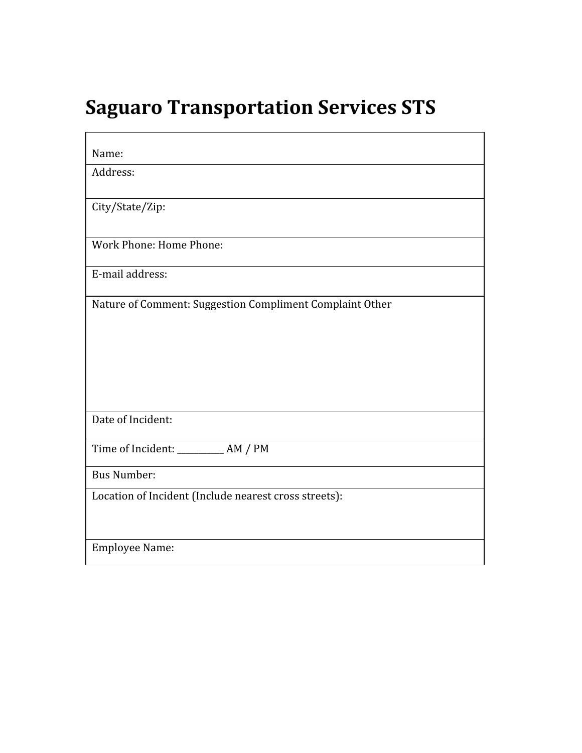# Saguaro Transportation Services STS

| Name: |
|---|
| Address: |
| City/State/Zip: |
| Work Phone: Home Phone: |
| E-mail address: |
| Nature of Comment: Suggestion Compliment Complaint Other |
| Date of Incident: |
| Time of Incident: ___________ AM / PM |
| Bus Number: |
| Location of Incident (Include nearest cross streets): |
| Employee Name: |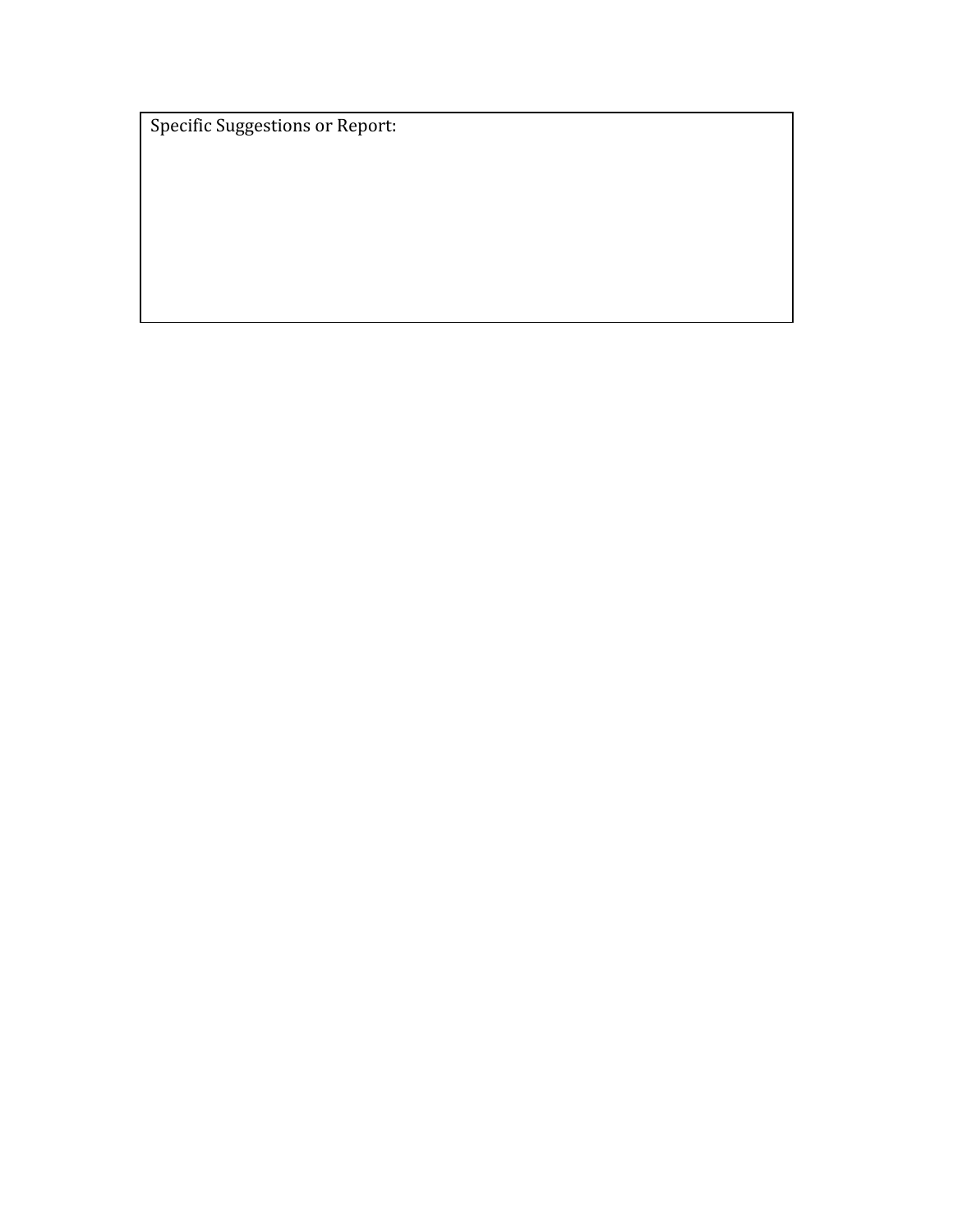Specific Suggestions or Report: